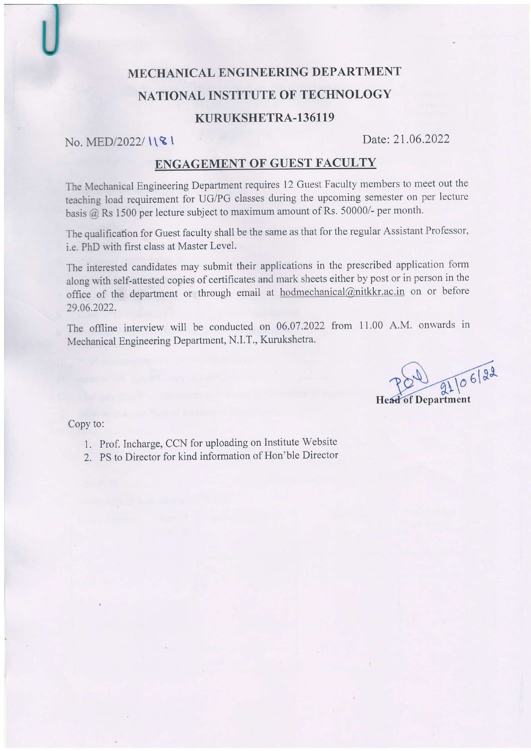# MECHANICAL ENGINEERING DEPARTMENT
# NATIONAL INSTITUTE OF TECHNOLOGY
# KURUKSHETRA-136119

No. MED/2022/ 1181 Date: 21.06.2022

## ENGAGEMENT OF GUEST FACULTY

The Mechanical Engineering Department requires 12 Guest Faculty members to meet out the teaching load requirement for UG/PG classes during the upcoming semester on per lecture basis @ Rs 1500 per lecture subject to maximum amount of Rs. 50000/- per month.

The qualification for Guest faculty shall be the same as that for the regular Assistant Professor, i.e. PhD with first class at Master Level.

The interested candidates may submit their applications in the prescribed application form along with self-attested copies of certificates and mark sheets either by post or in person in the office of the department or through email at hodmechanical@nitkkr.ac.in on or before 29.06.2022.

The offline interview will be conducted on 06.07.2022 from 11.00 A.M. onwards in Mechanical Engineering Department, N.I.T., Kurukshetra.

21/06/22

**Head of Department**

Copy to:

1. Prof. Incharge, CCN for uploading on Institute Website
2. PS to Director for kind information of Hon'ble Director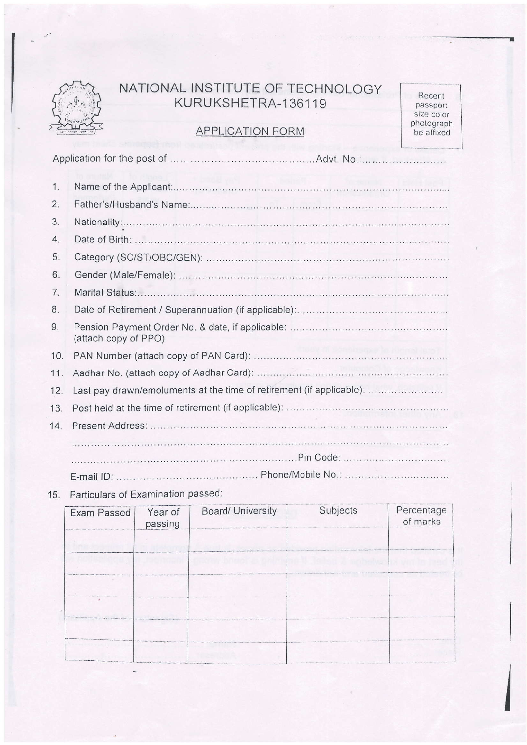# NATIONAL INSTITUTE OF TECHNOLOGY
## KURUKSHETRA-136119

Recent passport size color photograph be affixed

### APPLICATION FORM

Application for the post of ........................................Advt. No.......................

1. Name of the Applicant:...........................................................................................
2. Father's/Husband's Name:.......................................................................................
3. Nationality:...........................................................................................................
4. Date of Birth: .......................................................................................................
5. Category (SC/ST/OBC/GEN): ....................................................................................
6. Gender (Male/Female): ............................................................................................
7. Marital Status:.......................................................................................................
8. Date of Retirement / Superannuation (if applicable):.....................................................
9. Pension Payment Order No. & date, if applicable: ...........................................................
   (attach copy of PPO)
10. PAN Number (attach copy of PAN Card): ..................................................................
11. Aadhar No. (attach copy of Aadhar Card): .................................................................
12. Last pay drawn/emoluments at the time of retirement (if applicable): ..............................
13. Post held at the time of retirement (if applicable): ........................................................
14. Present Address: ..................................................................................................
    ..........................................................................................................................
    ...............................................................................Pin Code: ..............................
    E-mail ID: ........................................... Phone/Mobile No.: ..............................
15. Particulars of Examination passed:

| Exam Passed | Year of passing | Board/ University | Subjects | Percentage of marks |
|---|---|---|---|---|
| | | | | |
| | | | | |
| | | | | |
| | | | | |
| | | | | |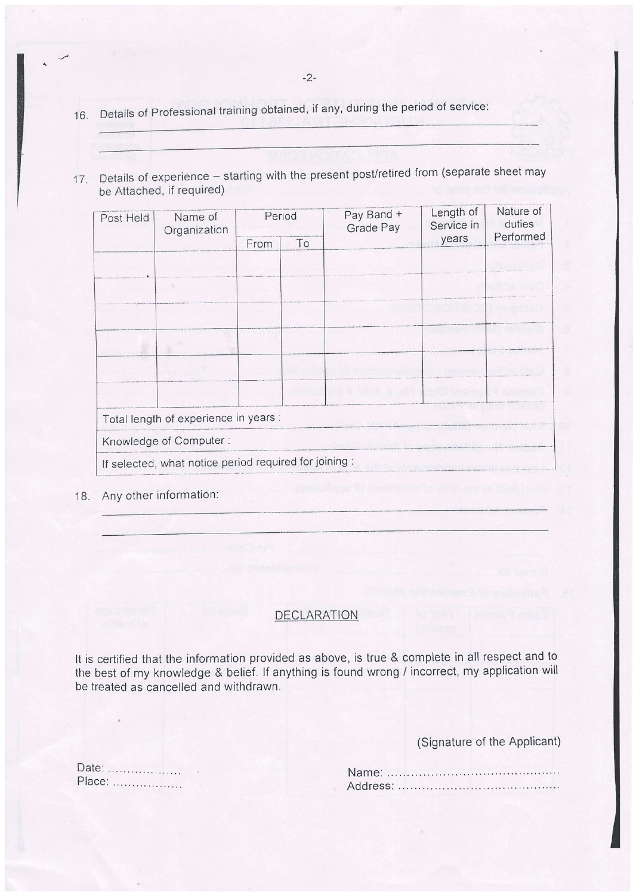16. Details of Professional training obtained, if any, during the period of service:

\_\_\_\_\_\_\_\_\_\_\_\_\_\_\_\_\_\_\_\_\_\_\_\_\_\_\_\_\_\_\_\_\_\_\_\_\_\_\_\_\_\_\_\_\_\_\_\_\_\_\_\_\_\_\_\_

\_\_\_\_\_\_\_\_\_\_\_\_\_\_\_\_\_\_\_\_\_\_\_\_\_\_\_\_\_\_\_\_\_\_\_\_\_\_\_\_\_\_\_\_\_\_\_\_\_\_\_\_\_\_\_\_

17. Details of experience – starting with the present post/retired from (separate sheet may be Attached, if required)

| Post Held | Name of Organization | Period | | Pay Band + Grade Pay | Length of Service in years | Nature of duties Performed |
|---|---|---|---|---|---|---|
| | | From | To | | | |
| | | | | | | |
| | | | | | | |
| | | | | | | |
| | | | | | | |
| | | | | | | |
| | | | | | | |
| Total length of experience in years : | | | | | | |
| Knowledge of Computer : | | | | | | |
| If selected, what notice period required for joining : | | | | | | |

18. Any other information:

\_\_\_\_\_\_\_\_\_\_\_\_\_\_\_\_\_\_\_\_\_\_\_\_\_\_\_\_\_\_\_\_\_\_\_\_\_\_\_\_\_\_\_\_\_\_\_\_\_\_\_\_\_\_\_\_

\_\_\_\_\_\_\_\_\_\_\_\_\_\_\_\_\_\_\_\_\_\_\_\_\_\_\_\_\_\_\_\_\_\_\_\_\_\_\_\_\_\_\_\_\_\_\_\_\_\_\_\_\_\_\_\_

## DECLARATION

It is certified that the information provided as above, is true & complete in all respect and to the best of my knowledge & belief. If anything is found wrong / incorrect, my application will be treated as cancelled and withdrawn.

(Signature of the Applicant)

Date: ..................

Place: ..................

Name: ..........................................

Address: ......................................